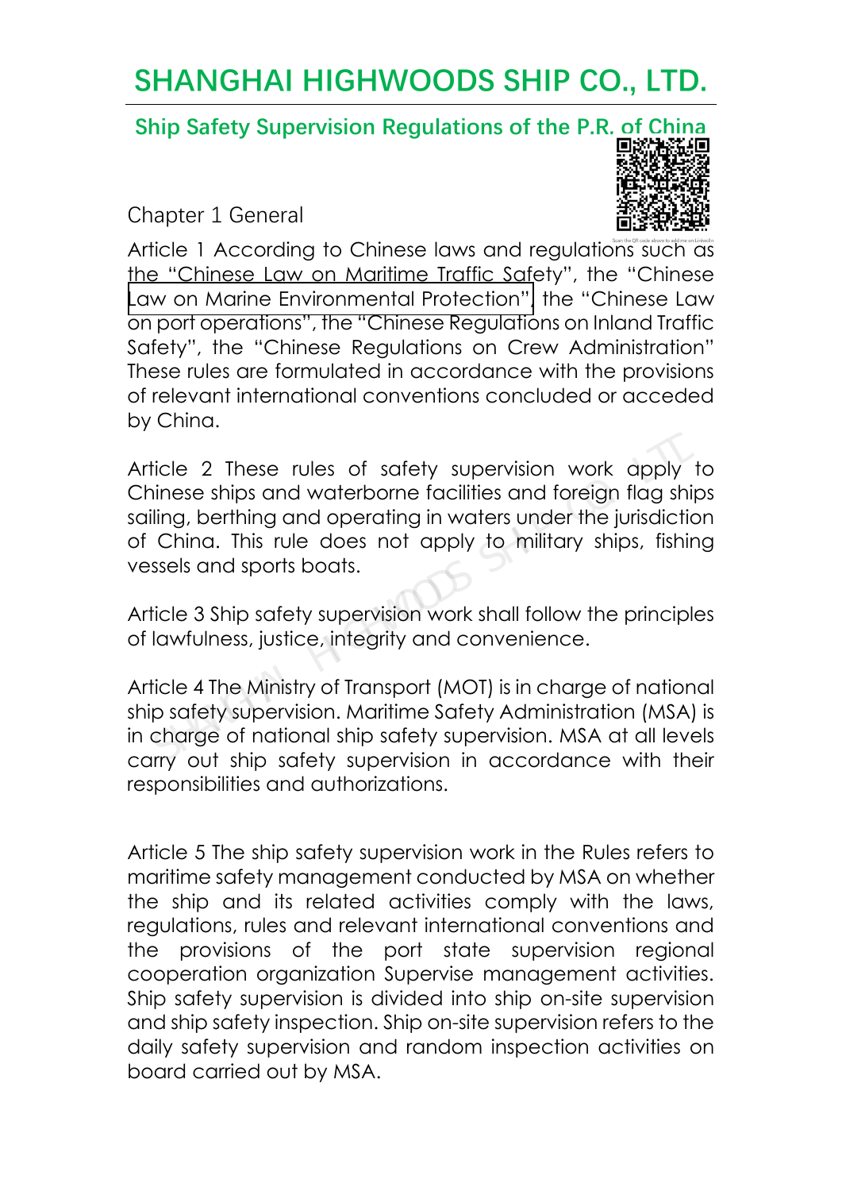# SHANGHAI HIGHWOODS SHIP CO., LTD.

## Ship Safety Supervision Regulations of the P.R. of China

### Chapter 1 General

Article 1 According to Chinese laws and regulations such as the "Chinese Law on Maritime Traffic Safety", the "Chinese Law on Marine Environmental Protection", the "Chinese Law on port operations", the "Chinese Regulations on Inland Traffic Safety", the "Chinese Regulations on Crew Administration" These rules are formulated in accordance with the provisions of relevant international conventions concluded or acceded by China.

Article 2 These rules of safety supervision work apply to Chinese ships and waterborne facilities and foreign flag ships sailing, berthing and operating in waters under the jurisdiction of China. This rule does not apply to military ships, fishing vessels and sports boats.

Article 3 Ship safety supervision work shall follow the principles of lawfulness, justice, integrity and convenience.

Article 4 The Ministry of Transport (MOT) is in charge of national ship safety supervision. Maritime Safety Administration (MSA) is in charge of national ship safety supervision. MSA at all levels carry out ship safety supervision in accordance with their responsibilities and authorizations.

Article 5 The ship safety supervision work in the Rules refers to maritime safety management conducted by MSA on whether the ship and its related activities comply with the laws, regulations, rules and relevant international conventions and the provisions of the port state supervision regional cooperation organization Supervise management activities. Ship safety supervision is divided into ship on-site supervision and ship safety inspection. Ship on-site supervision refers to the daily safety supervision and random inspection activities on board carried out by MSA.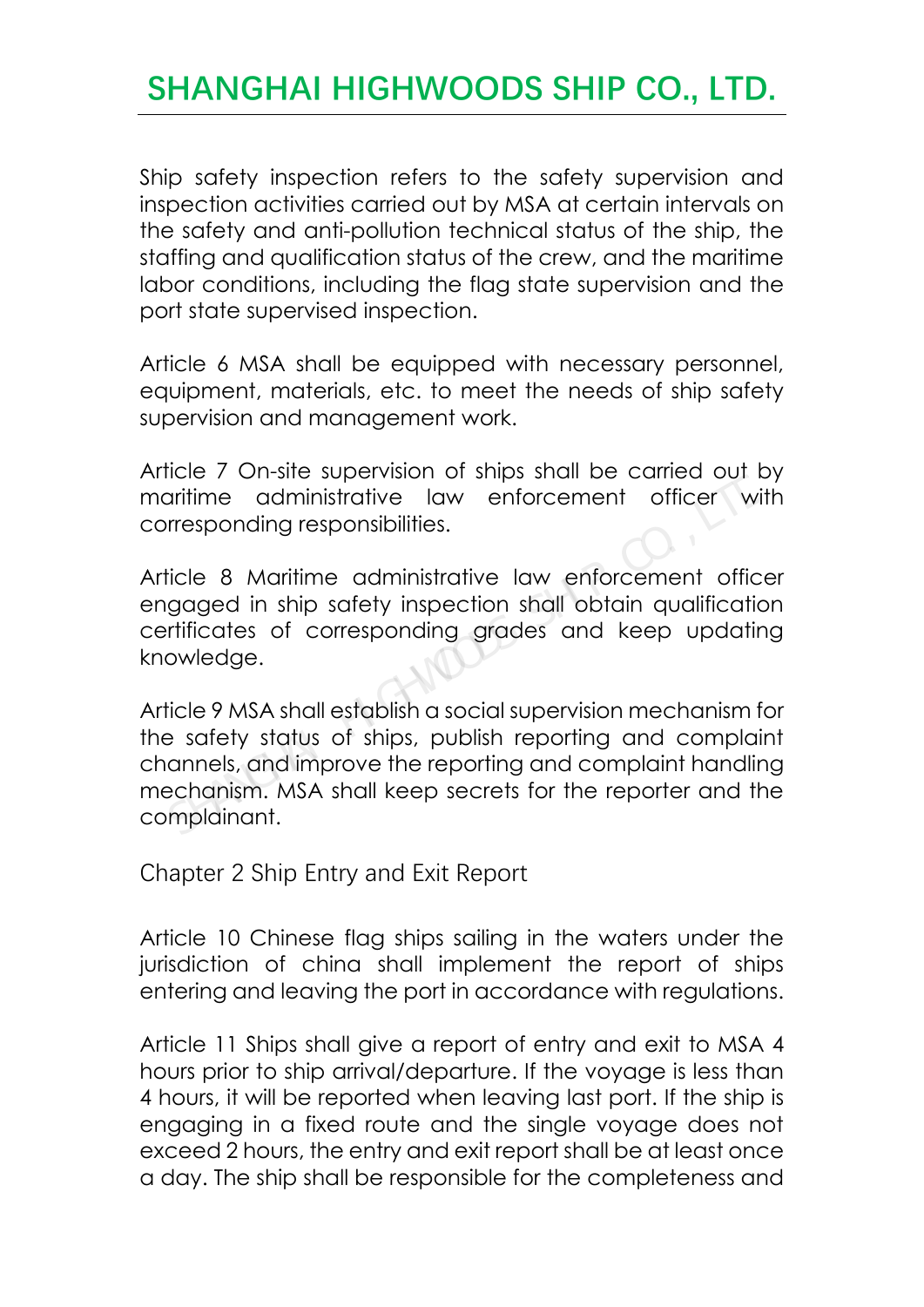Ship safety inspection refers to the safety supervision and inspection activities carried out by MSA at certain intervals on the safety and anti-pollution technical status of the ship, the staffing and qualification status of the crew, and the maritime labor conditions, including the flag state supervision and the port state supervised inspection.

Article 6 MSA shall be equipped with necessary personnel, equipment, materials, etc. to meet the needs of ship safety supervision and management work.

Article 7 On-site supervision of ships shall be carried out by maritime administrative law enforcement officer with corresponding responsibilities.

Article 8 Maritime administrative law enforcement officer engaged in ship safety inspection shall obtain qualification certificates of corresponding grades and keep updating knowledge.

Article 9 MSA shall establish a social supervision mechanism for the safety status of ships, publish reporting and complaint channels, and improve the reporting and complaint handling mechanism. MSA shall keep secrets for the reporter and the complainant.

## Chapter 2 Ship Entry and Exit Report

Article 10 Chinese flag ships sailing in the waters under the jurisdiction of china shall implement the report of ships entering and leaving the port in accordance with regulations.

Article 11 Ships shall give a report of entry and exit to MSA 4 hours prior to ship arrival/departure. If the voyage is less than 4 hours, it will be reported when leaving last port. If the ship is engaging in a fixed route and the single voyage does not exceed 2 hours, the entry and exit report shall be at least once a day. The ship shall be responsible for the completeness and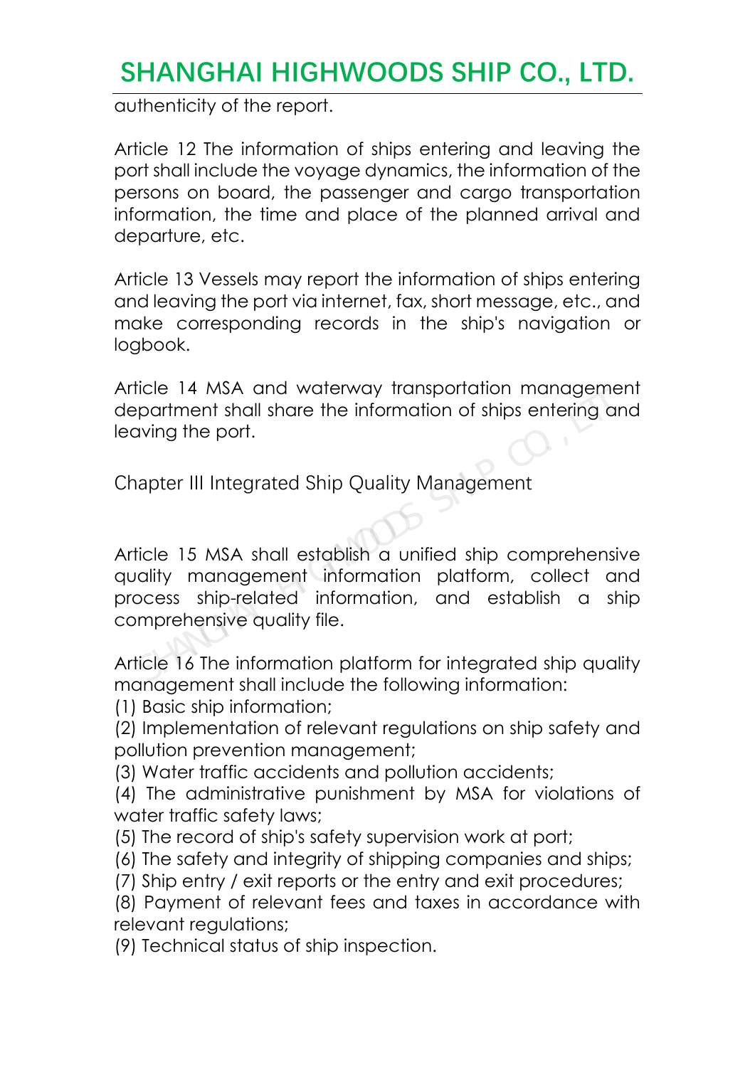authenticity of the report.

Article 12 The information of ships entering and leaving the port shall include the voyage dynamics, the information of the persons on board, the passenger and cargo transportation information, the time and place of the planned arrival and departure, etc.

Article 13 Vessels may report the information of ships entering and leaving the port via internet, fax, short message, etc., and make corresponding records in the ship's navigation or logbook.

Article 14 MSA and waterway transportation management department shall share the information of ships entering and leaving the port.

## Chapter III Integrated Ship Quality Management

Article 15 MSA shall establish a unified ship comprehensive quality management information platform, collect and process ship-related information, and establish a ship comprehensive quality file.

Article 16 The information platform for integrated ship quality management shall include the following information:

(1) Basic ship information;
(2) Implementation of relevant regulations on ship safety and pollution prevention management;
(3) Water traffic accidents and pollution accidents;
(4) The administrative punishment by MSA for violations of water traffic safety laws;
(5) The record of ship's safety supervision work at port;
(6) The safety and integrity of shipping companies and ships;
(7) Ship entry / exit reports or the entry and exit procedures;
(8) Payment of relevant fees and taxes in accordance with relevant regulations;
(9) Technical status of ship inspection.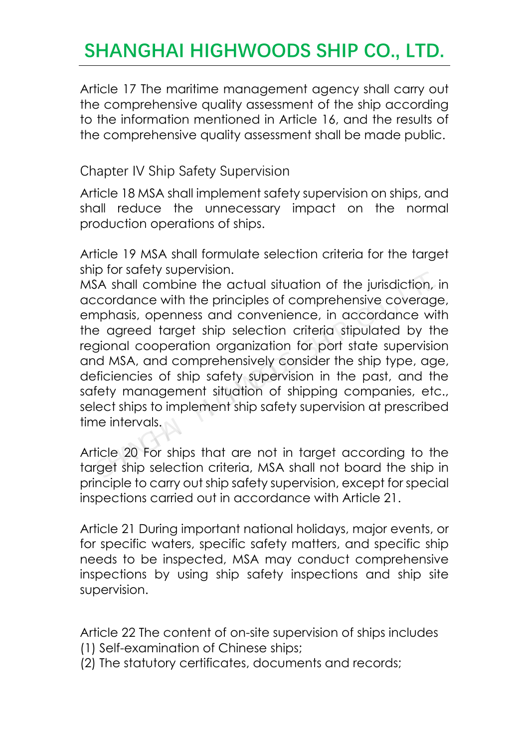Article 17 The maritime management agency shall carry out the comprehensive quality assessment of the ship according to the information mentioned in Article 16, and the results of the comprehensive quality assessment shall be made public.

## Chapter IV Ship Safety Supervision

Article 18 MSA shall implement safety supervision on ships, and shall reduce the unnecessary impact on the normal production operations of ships.

Article 19 MSA shall formulate selection criteria for the target ship for safety supervision.
MSA shall combine the actual situation of the jurisdiction, in accordance with the principles of comprehensive coverage, emphasis, openness and convenience, in accordance with the agreed target ship selection criteria stipulated by the regional cooperation organization for port state supervision and MSA, and comprehensively consider the ship type, age, deficiencies of ship safety supervision in the past, and the safety management situation of shipping companies, etc., select ships to implement ship safety supervision at prescribed time intervals.

Article 20 For ships that are not in target according to the target ship selection criteria, MSA shall not board the ship in principle to carry out ship safety supervision, except for special inspections carried out in accordance with Article 21.

Article 21 During important national holidays, major events, or for specific waters, specific safety matters, and specific ship needs to be inspected, MSA may conduct comprehensive inspections by using ship safety inspections and ship site supervision.

Article 22 The content of on-site supervision of ships includes
(1) Self-examination of Chinese ships;
(2) The statutory certificates, documents and records;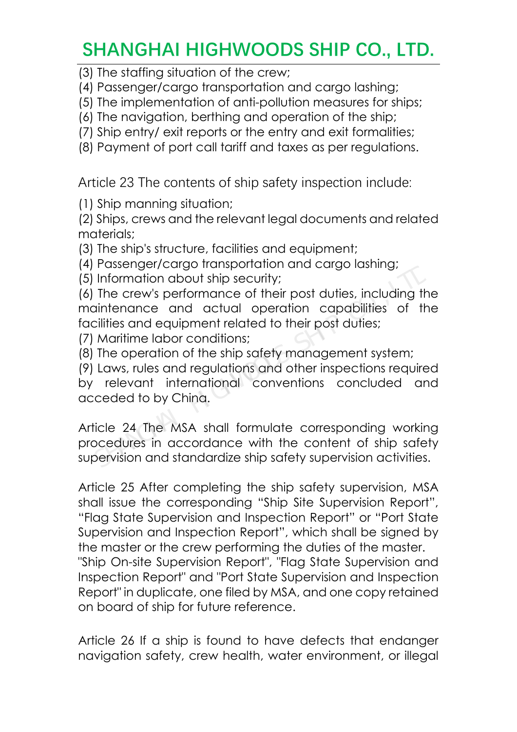(3) The staffing situation of the crew;
(4) Passenger/cargo transportation and cargo lashing;
(5) The implementation of anti-pollution measures for ships;
(6) The navigation, berthing and operation of the ship;
(7) Ship entry/ exit reports or the entry and exit formalities;
(8) Payment of port call tariff and taxes as per regulations.

Article 23 The contents of ship safety inspection include:

(1) Ship manning situation;
(2) Ships, crews and the relevant legal documents and related materials;
(3) The ship's structure, facilities and equipment;
(4) Passenger/cargo transportation and cargo lashing;
(5) Information about ship security;
(6) The crew's performance of their post duties, including the maintenance and actual operation capabilities of the facilities and equipment related to their post duties;
(7) Maritime labor conditions;
(8) The operation of the ship safety management system;
(9) Laws, rules and regulations and other inspections required by relevant international conventions concluded and acceded to by China.

Article 24 The MSA shall formulate corresponding working procedures in accordance with the content of ship safety supervision and standardize ship safety supervision activities.

Article 25 After completing the ship safety supervision, MSA shall issue the corresponding “Ship Site Supervision Report”, “Flag State Supervision and Inspection Report” or “Port State Supervision and Inspection Report”, which shall be signed by the master or the crew performing the duties of the master.
"Ship On-site Supervision Report", "Flag State Supervision and Inspection Report" and "Port State Supervision and Inspection Report" in duplicate, one filed by MSA, and one copy retained on board of ship for future reference.

Article 26 If a ship is found to have defects that endanger navigation safety, crew health, water environment, or illegal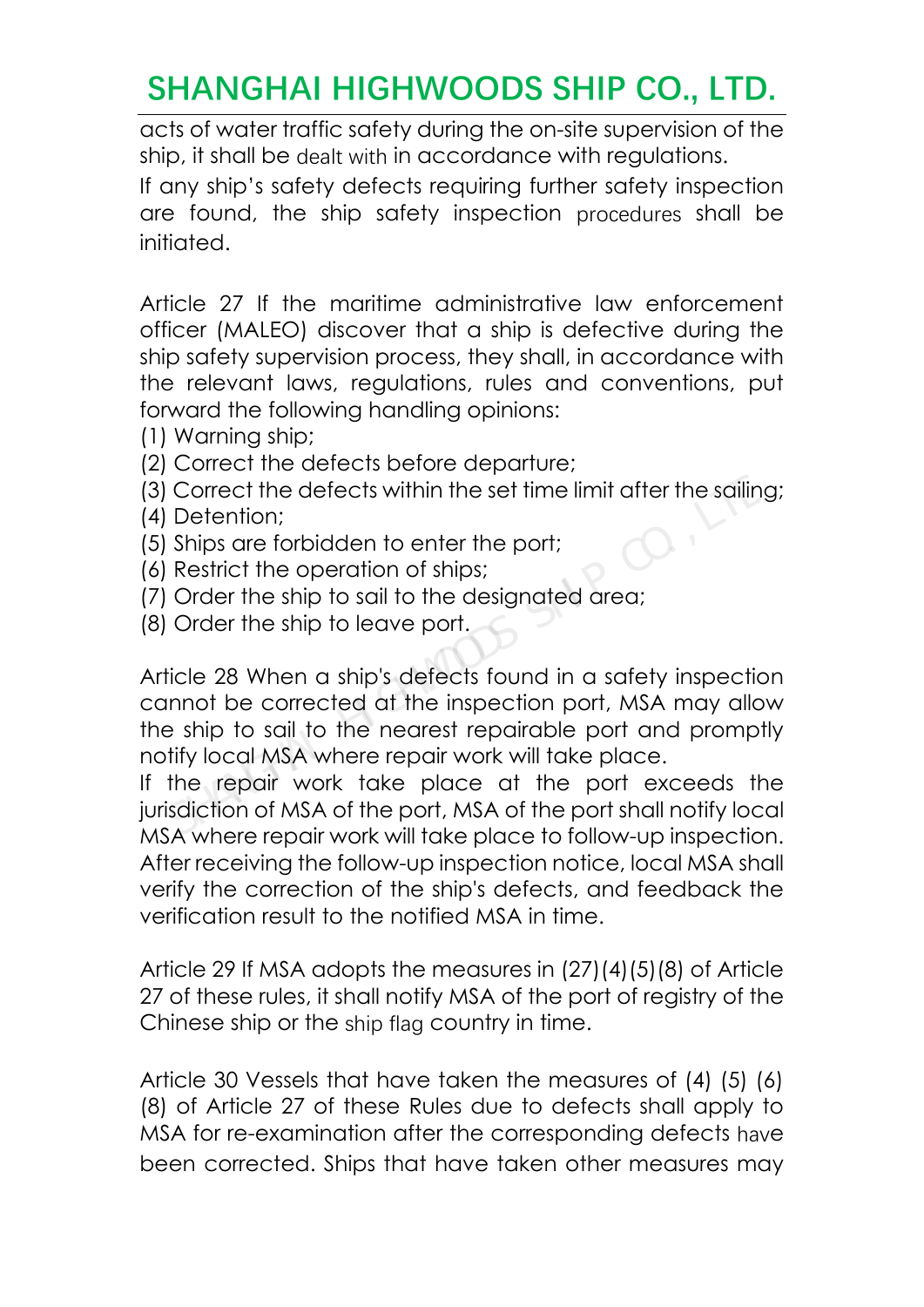acts of water traffic safety during the on-site supervision of the ship, it shall be dealt with in accordance with regulations.

If any ship's safety defects requiring further safety inspection are found, the ship safety inspection procedures shall be initiated.

Article 27 If the maritime administrative law enforcement officer (MALEO) discover that a ship is defective during the ship safety supervision process, they shall, in accordance with the relevant laws, regulations, rules and conventions, put forward the following handling opinions:

(1) Warning ship;
(2) Correct the defects before departure;
(3) Correct the defects within the set time limit after the sailing;
(4) Detention;
(5) Ships are forbidden to enter the port;
(6) Restrict the operation of ships;
(7) Order the ship to sail to the designated area;
(8) Order the ship to leave port.

Article 28 When a ship's defects found in a safety inspection cannot be corrected at the inspection port, MSA may allow the ship to sail to the nearest repairable port and promptly notify local MSA where repair work will take place.

If the repair work take place at the port exceeds the jurisdiction of MSA of the port, MSA of the port shall notify local MSA where repair work will take place to follow-up inspection. After receiving the follow-up inspection notice, local MSA shall verify the correction of the ship's defects, and feedback the verification result to the notified MSA in time.

Article 29 If MSA adopts the measures in (27)(4)(5)(8) of Article 27 of these rules, it shall notify MSA of the port of registry of the Chinese ship or the ship flag country in time.

Article 30 Vessels that have taken the measures of (4) (5) (6) (8) of Article 27 of these Rules due to defects shall apply to MSA for re-examination after the corresponding defects have been corrected. Ships that have taken other measures may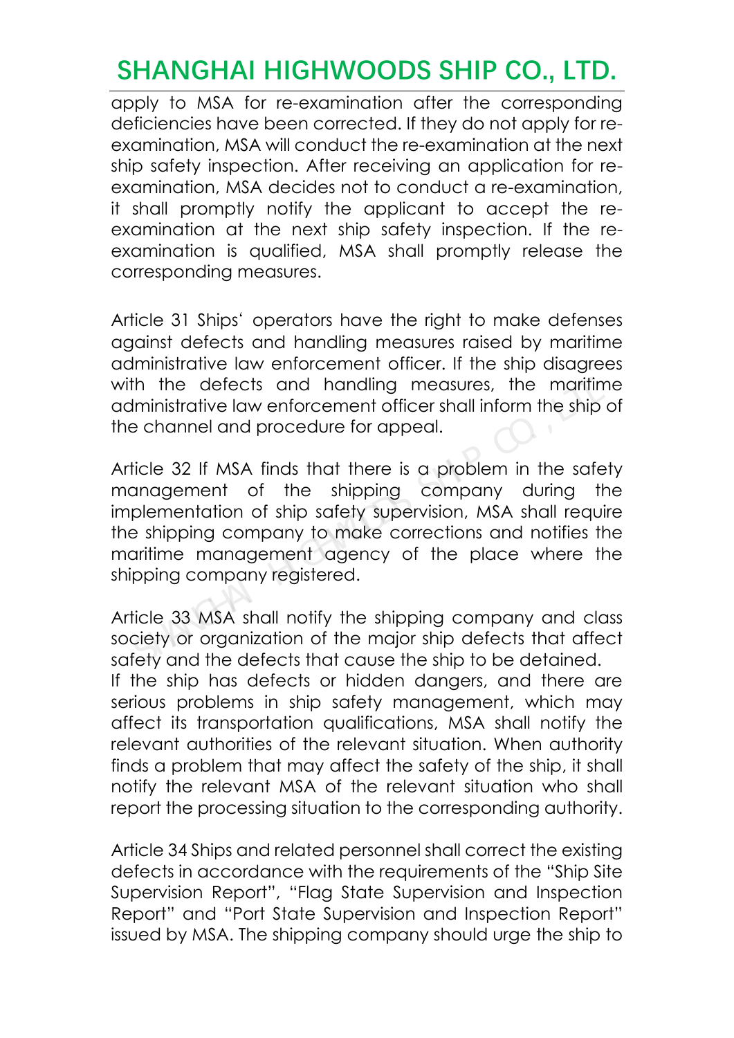apply to MSA for re-examination after the corresponding deficiencies have been corrected. If they do not apply for re-examination, MSA will conduct the re-examination at the next ship safety inspection. After receiving an application for re-examination, MSA decides not to conduct a re-examination, it shall promptly notify the applicant to accept the re-examination at the next ship safety inspection. If the re-examination is qualified, MSA shall promptly release the corresponding measures.

Article 31 Ships' operators have the right to make defenses against defects and handling measures raised by maritime administrative law enforcement officer. If the ship disagrees with the defects and handling measures, the maritime administrative law enforcement officer shall inform the ship of the channel and procedure for appeal.

Article 32 If MSA finds that there is a problem in the safety management of the shipping company during the implementation of ship safety supervision, MSA shall require the shipping company to make corrections and notifies the maritime management agency of the place where the shipping company registered.

Article 33 MSA shall notify the shipping company and class society or organization of the major ship defects that affect safety and the defects that cause the ship to be detained.

If the ship has defects or hidden dangers, and there are serious problems in ship safety management, which may affect its transportation qualifications, MSA shall notify the relevant authorities of the relevant situation. When authority finds a problem that may affect the safety of the ship, it shall notify the relevant MSA of the relevant situation who shall report the processing situation to the corresponding authority.

Article 34 Ships and related personnel shall correct the existing defects in accordance with the requirements of the "Ship Site Supervision Report", "Flag State Supervision and Inspection Report" and "Port State Supervision and Inspection Report" issued by MSA. The shipping company should urge the ship to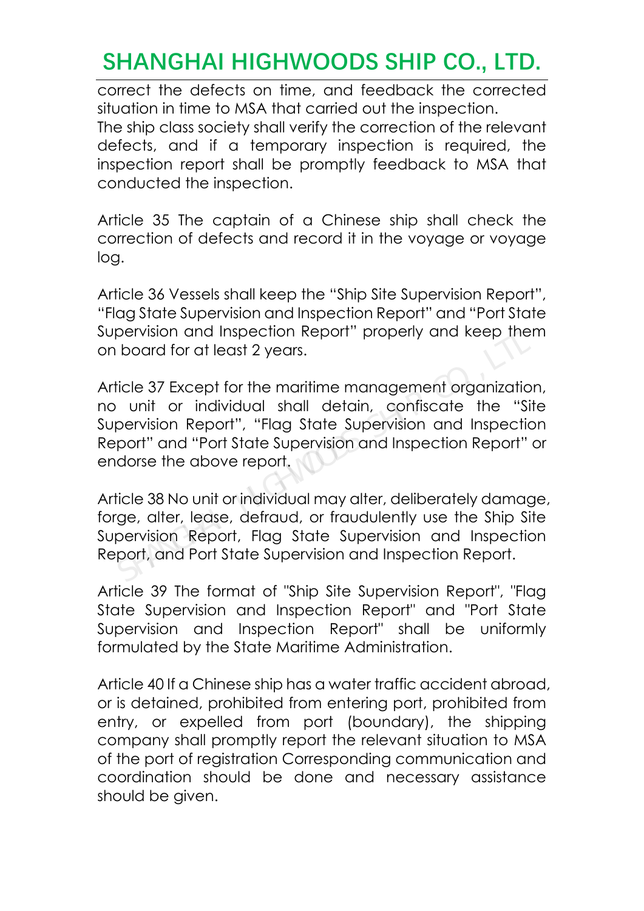correct the defects on time, and feedback the corrected situation in time to MSA that carried out the inspection.

The ship class society shall verify the correction of the relevant defects, and if a temporary inspection is required, the inspection report shall be promptly feedback to MSA that conducted the inspection.

Article 35 The captain of a Chinese ship shall check the correction of defects and record it in the voyage or voyage log.

Article 36 Vessels shall keep the "Ship Site Supervision Report", "Flag State Supervision and Inspection Report" and "Port State Supervision and Inspection Report" properly and keep them on board for at least 2 years.

Article 37 Except for the maritime management organization, no unit or individual shall detain, confiscate the "Site Supervision Report", "Flag State Supervision and Inspection Report" and "Port State Supervision and Inspection Report" or endorse the above report.

Article 38 No unit or individual may alter, deliberately damage, forge, alter, lease, defraud, or fraudulently use the Ship Site Supervision Report, Flag State Supervision and Inspection Report, and Port State Supervision and Inspection Report.

Article 39 The format of "Ship Site Supervision Report", "Flag State Supervision and Inspection Report" and "Port State Supervision and Inspection Report" shall be uniformly formulated by the State Maritime Administration.

Article 40 If a Chinese ship has a water traffic accident abroad, or is detained, prohibited from entering port, prohibited from entry, or expelled from port (boundary), the shipping company shall promptly report the relevant situation to MSA of the port of registration Corresponding communication and coordination should be done and necessary assistance should be given.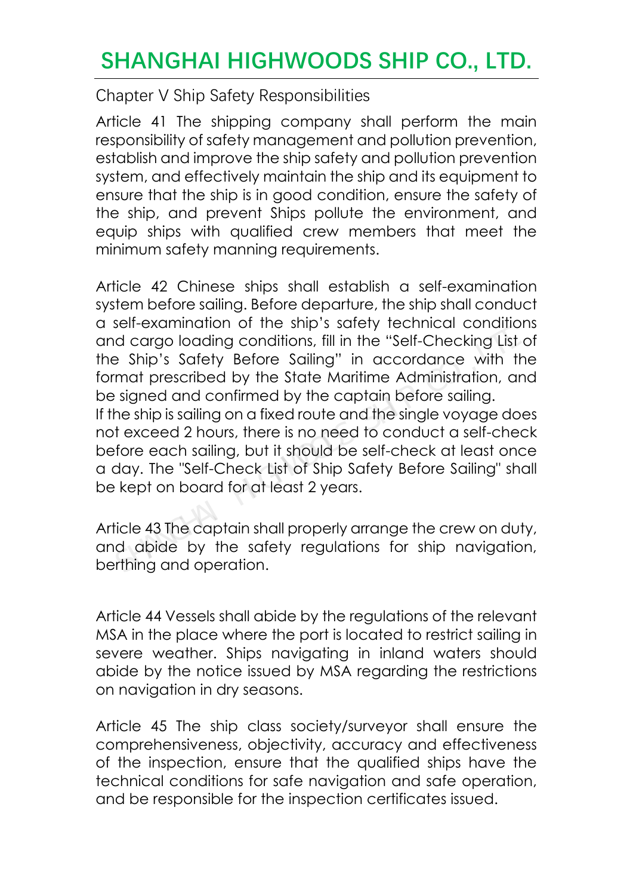## Chapter V Ship Safety Responsibilities

Article 41 The shipping company shall perform the main responsibility of safety management and pollution prevention, establish and improve the ship safety and pollution prevention system, and effectively maintain the ship and its equipment to ensure that the ship is in good condition, ensure the safety of the ship, and prevent Ships pollute the environment, and equip ships with qualified crew members that meet the minimum safety manning requirements.

Article 42 Chinese ships shall establish a self-examination system before sailing. Before departure, the ship shall conduct a self-examination of the ship's safety technical conditions and cargo loading conditions, fill in the "Self-Checking List of the Ship's Safety Before Sailing" in accordance with the format prescribed by the State Maritime Administration, and be signed and confirmed by the captain before sailing.
If the ship is sailing on a fixed route and the single voyage does not exceed 2 hours, there is no need to conduct a self-check before each sailing, but it should be self-check at least once a day. The "Self-Check List of Ship Safety Before Sailing" shall be kept on board for at least 2 years.

Article 43 The captain shall properly arrange the crew on duty, and abide by the safety regulations for ship navigation, berthing and operation.

Article 44 Vessels shall abide by the regulations of the relevant MSA in the place where the port is located to restrict sailing in severe weather. Ships navigating in inland waters should abide by the notice issued by MSA regarding the restrictions on navigation in dry seasons.

Article 45 The ship class society/surveyor shall ensure the comprehensiveness, objectivity, accuracy and effectiveness of the inspection, ensure that the qualified ships have the technical conditions for safe navigation and safe operation, and be responsible for the inspection certificates issued.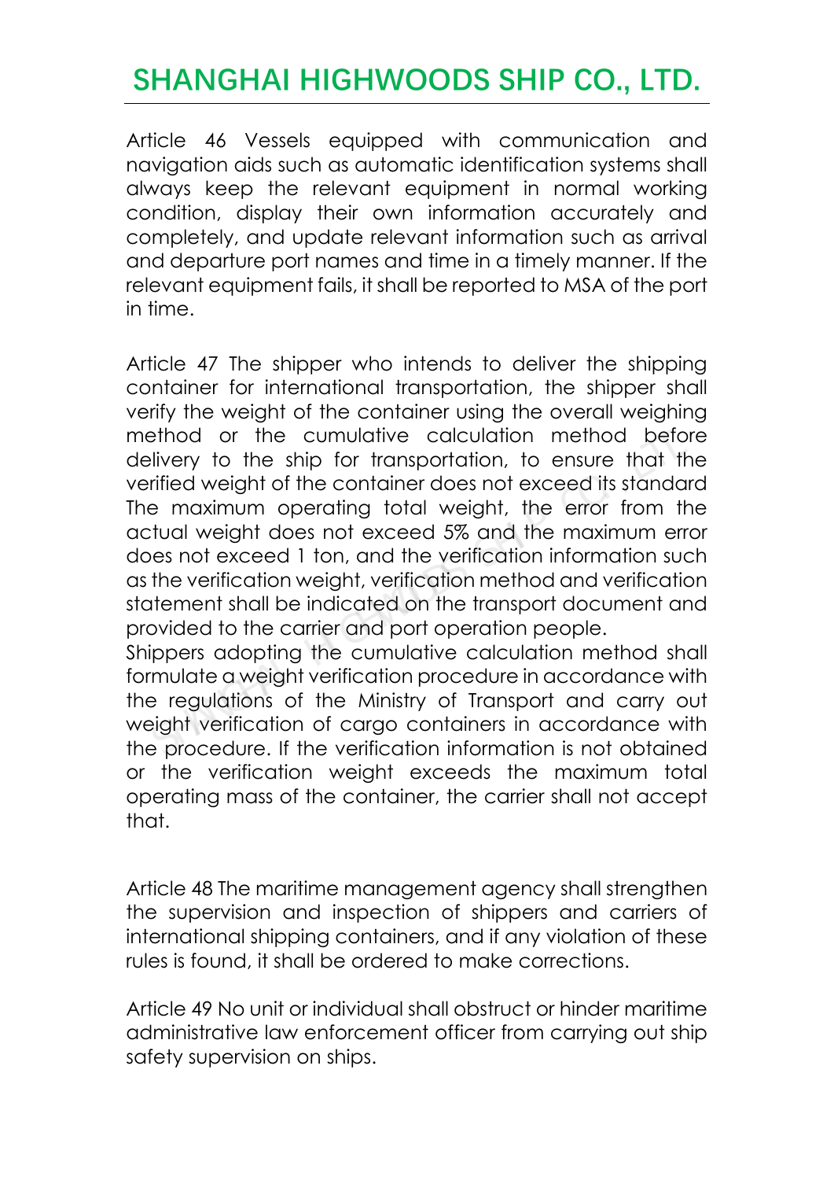Article 46 Vessels equipped with communication and navigation aids such as automatic identification systems shall always keep the relevant equipment in normal working condition, display their own information accurately and completely, and update relevant information such as arrival and departure port names and time in a timely manner. If the relevant equipment fails, it shall be reported to MSA of the port in time.

Article 47 The shipper who intends to deliver the shipping container for international transportation, the shipper shall verify the weight of the container using the overall weighing method or the cumulative calculation method before delivery to the ship for transportation, to ensure that the verified weight of the container does not exceed its standard The maximum operating total weight, the error from the actual weight does not exceed 5% and the maximum error does not exceed 1 ton, and the verification information such as the verification weight, verification method and verification statement shall be indicated on the transport document and provided to the carrier and port operation people.

Shippers adopting the cumulative calculation method shall formulate a weight verification procedure in accordance with the regulations of the Ministry of Transport and carry out weight verification of cargo containers in accordance with the procedure. If the verification information is not obtained or the verification weight exceeds the maximum total operating mass of the container, the carrier shall not accept that.

Article 48 The maritime management agency shall strengthen the supervision and inspection of shippers and carriers of international shipping containers, and if any violation of these rules is found, it shall be ordered to make corrections.

Article 49 No unit or individual shall obstruct or hinder maritime administrative law enforcement officer from carrying out ship safety supervision on ships.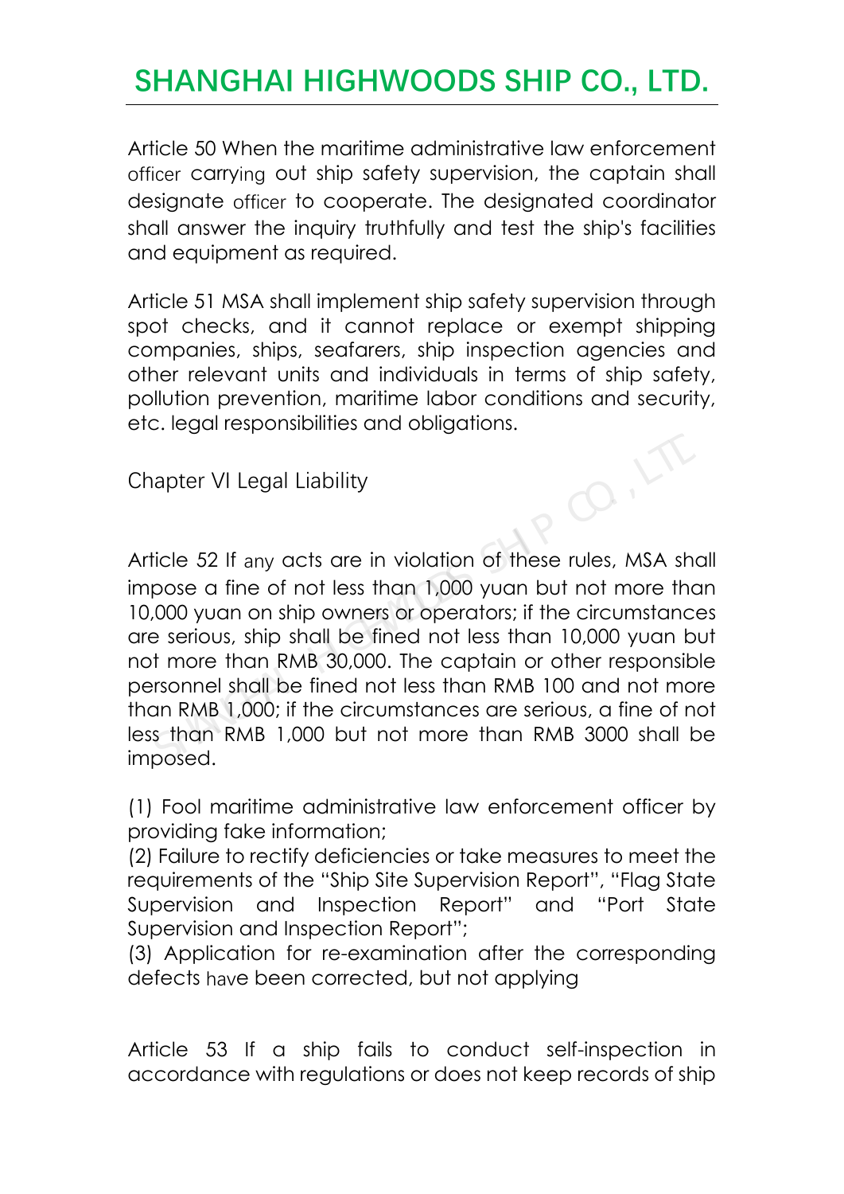Article 50 When the maritime administrative law enforcement officer carrying out ship safety supervision, the captain shall designate officer to cooperate. The designated coordinator shall answer the inquiry truthfully and test the ship's facilities and equipment as required.

Article 51 MSA shall implement ship safety supervision through spot checks, and it cannot replace or exempt shipping companies, ships, seafarers, ship inspection agencies and other relevant units and individuals in terms of ship safety, pollution prevention, maritime labor conditions and security, etc. legal responsibilities and obligations.

## Chapter VI Legal Liability

Article 52 If any acts are in violation of these rules, MSA shall impose a fine of not less than 1,000 yuan but not more than 10,000 yuan on ship owners or operators; if the circumstances are serious, ship shall be fined not less than 10,000 yuan but not more than RMB 30,000. The captain or other responsible personnel shall be fined not less than RMB 100 and not more than RMB 1,000; if the circumstances are serious, a fine of not less than RMB 1,000 but not more than RMB 3000 shall be imposed.

(1) Fool maritime administrative law enforcement officer by providing fake information;
(2) Failure to rectify deficiencies or take measures to meet the requirements of the "Ship Site Supervision Report", "Flag State Supervision and Inspection Report" and "Port State Supervision and Inspection Report";
(3) Application for re-examination after the corresponding defects have been corrected, but not applying

Article 53 If a ship fails to conduct self-inspection in accordance with regulations or does not keep records of ship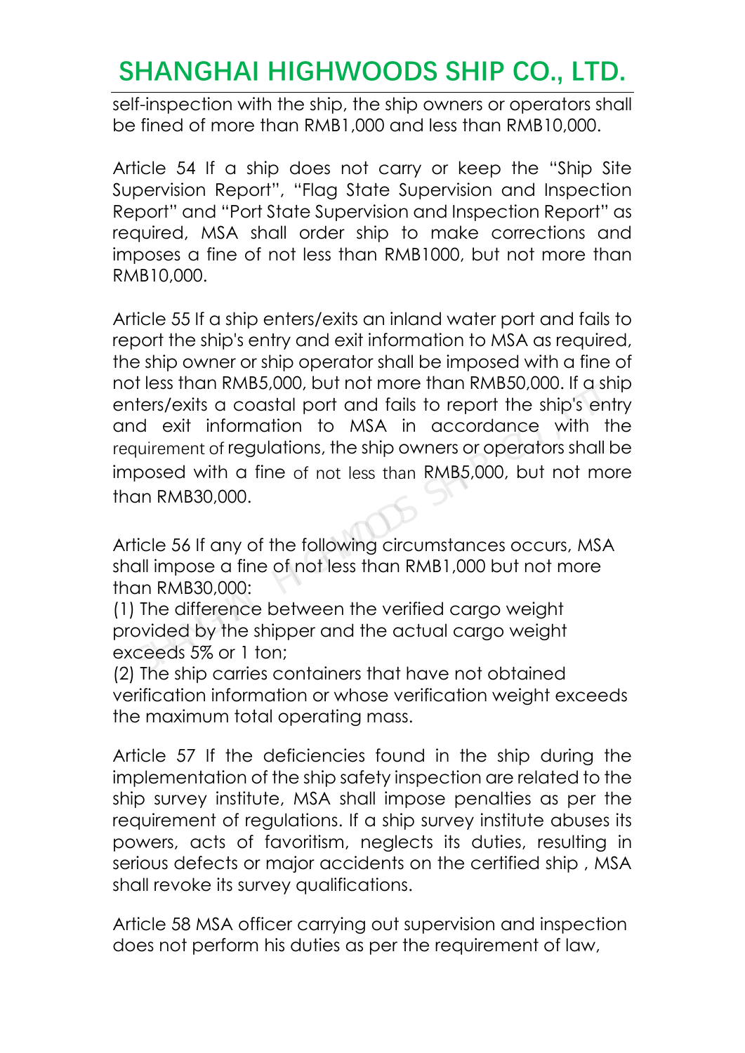self-inspection with the ship, the ship owners or operators shall be fined of more than RMB1,000 and less than RMB10,000.

Article 54 If a ship does not carry or keep the "Ship Site Supervision Report", "Flag State Supervision and Inspection Report" and "Port State Supervision and Inspection Report" as required, MSA shall order ship to make corrections and imposes a fine of not less than RMB1000, but not more than RMB10,000.

Article 55 If a ship enters/exits an inland water port and fails to report the ship's entry and exit information to MSA as required, the ship owner or ship operator shall be imposed with a fine of not less than RMB5,000, but not more than RMB50,000. If a ship enters/exits a coastal port and fails to report the ship's entry and exit information to MSA in accordance with the requirement of regulations, the ship owners or operators shall be imposed with a fine of not less than RMB5,000, but not more than RMB30,000.

Article 56 If any of the following circumstances occurs, MSA shall impose a fine of not less than RMB1,000 but not more than RMB30,000:

(1) The difference between the verified cargo weight provided by the shipper and the actual cargo weight exceeds 5% or 1 ton;

(2) The ship carries containers that have not obtained verification information or whose verification weight exceeds the maximum total operating mass.

Article 57 If the deficiencies found in the ship during the implementation of the ship safety inspection are related to the ship survey institute, MSA shall impose penalties as per the requirement of regulations. If a ship survey institute abuses its powers, acts of favoritism, neglects its duties, resulting in serious defects or major accidents on the certified ship , MSA shall revoke its survey qualifications.

Article 58 MSA officer carrying out supervision and inspection does not perform his duties as per the requirement of law,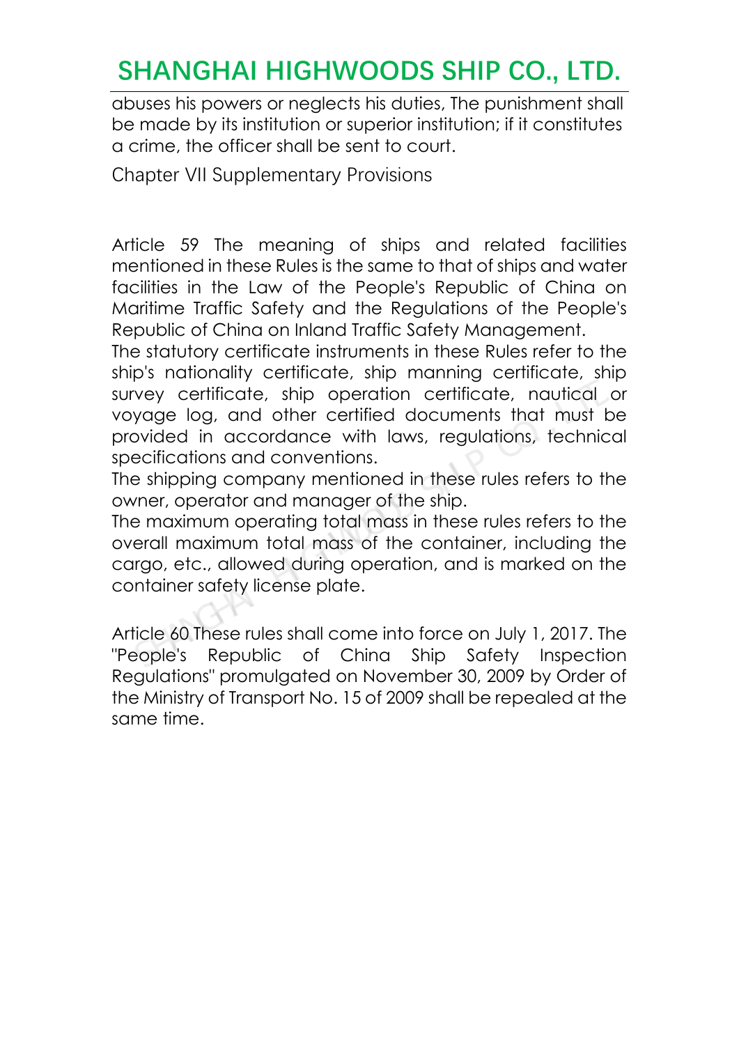abuses his powers or neglects his duties, The punishment shall be made by its institution or superior institution; if it constitutes a crime, the officer shall be sent to court.

## Chapter VII Supplementary Provisions

Article 59 The meaning of ships and related facilities mentioned in these Rules is the same to that of ships and water facilities in the Law of the People's Republic of China on Maritime Traffic Safety and the Regulations of the People's Republic of China on Inland Traffic Safety Management.

The statutory certificate instruments in these Rules refer to the ship's nationality certificate, ship manning certificate, ship survey certificate, ship operation certificate, nautical or voyage log, and other certified documents that must be provided in accordance with laws, regulations, technical specifications and conventions.

The shipping company mentioned in these rules refers to the owner, operator and manager of the ship.

The maximum operating total mass in these rules refers to the overall maximum total mass of the container, including the cargo, etc., allowed during operation, and is marked on the container safety license plate.

Article 60 These rules shall come into force on July 1, 2017. The "People's Republic of China Ship Safety Inspection Regulations" promulgated on November 30, 2009 by Order of the Ministry of Transport No. 15 of 2009 shall be repealed at the same time.